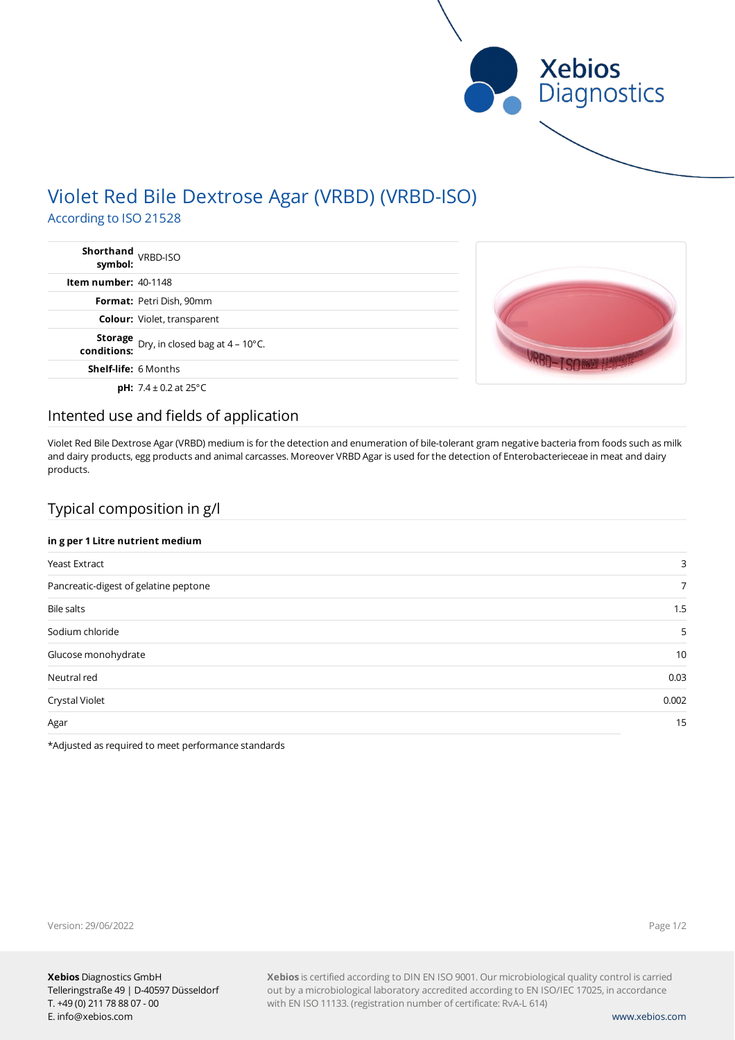# Violet Red Bile Dextrose Agar (VRBD) (VRBD-ISO)

According to ISO 21528

| | |
|---|---|
| **Shorthand symbol:** | VRBD-ISO |
| **Item number:** | 40-1148 |
| **Format:** | Petri Dish, 90mm |
| **Colour:** | Violet, transparent |
| **Storage conditions:** | Dry, in closed bag at 4 – 10°C. |
| **Shelf-life:** | 6 Months |
| **pH:** | 7.4 ± 0.2 at 25°C |

## Intented use and fields of application

Violet Red Bile Dextrose Agar (VRBD) medium is for the detection and enumeration of bile-tolerant gram negative bacteria from foods such as milk and dairy products, egg products and animal carcasses. Moreover VRBD Agar is used for the detection of Enterobacterieceae in meat and dairy products.

## Typical composition in g/l

| in g per 1 Litre nutrient medium | |
|---|---|
| Yeast Extract | 3 |
| Pancreatic-digest of gelatine peptone | 7 |
| Bile salts | 1.5 |
| Sodium chloride | 5 |
| Glucose monohydrate | 10 |
| Neutral red | 0.03 |
| Crystal Violet | 0.002 |
| Agar | 15 |

*Adjusted as required to meet performance standards

Version: 29/06/2022

**Xebios** Diagnostics GmbH
Telleringstraße 49 | D-40597 Düsseldorf
T. +49 (0) 211 78 88 07 - 00
E. info@xebios.com

**Xebios** is certified according to DIN EN ISO 9001. Our microbiological quality control is carried out by a microbiological laboratory accredited according to EN ISO/IEC 17025, in accordance with EN ISO 11133. (registration number of certificate: RvA-L 614)

www.xebios.com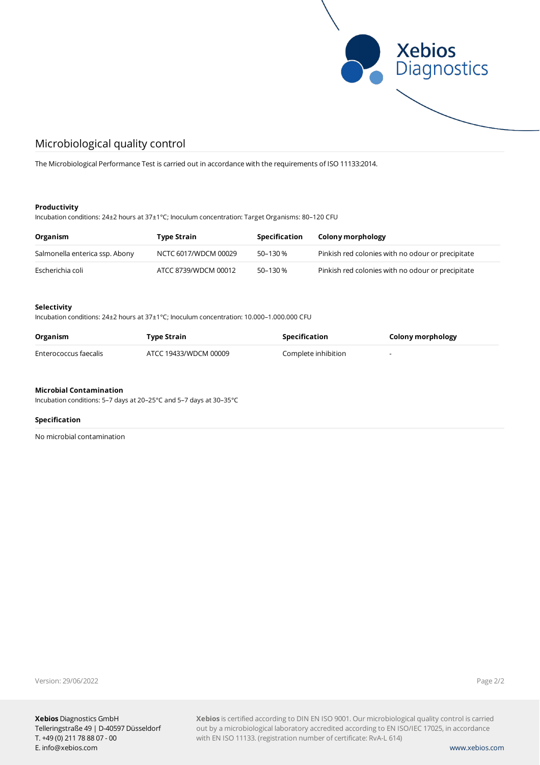## Microbiological quality control

The Microbiological Performance Test is carried out in accordance with the requirements of ISO 11133:2014.

### Productivity

Incubation conditions: 24±2 hours at 37±1°C; Inoculum concentration: Target Organisms: 80–120 CFU

| Organism | Type Strain | Specification | Colony morphology |
| --- | --- | --- | --- |
| Salmonella enterica ssp. Abony | NCTC 6017/WDCM 00029 | 50–130 % | Pinkish red colonies with no odour or precipitate |
| Escherichia coli | ATCC 8739/WDCM 00012 | 50–130 % | Pinkish red colonies with no odour or precipitate |

### Selectivity

Incubation conditions: 24±2 hours at 37±1°C; Inoculum concentration: 10.000–1.000.000 CFU

| Organism | Type Strain | Specification | Colony morphology |
| --- | --- | --- | --- |
| Enterococcus faecalis | ATCC 19433/WDCM 00009 | Complete inhibition | - |

### Microbial Contamination

Incubation conditions: 5–7 days at 20–25°C and 5–7 days at 30–35°C

### Specification

No microbial contamination

Version: 29/06/2022

**Xebios** Diagnostics GmbH
Telleringstraße 49 | D-40597 Düsseldorf
T. +49 (0) 211 78 88 07 - 00
E. info@xebios.com

**Xebios** is certified according to DIN EN ISO 9001. Our microbiological quality control is carried out by a microbiological laboratory accredited according to EN ISO/IEC 17025, in accordance with EN ISO 11133. (registration number of certificate: RvA-L 614)

www.xebios.com